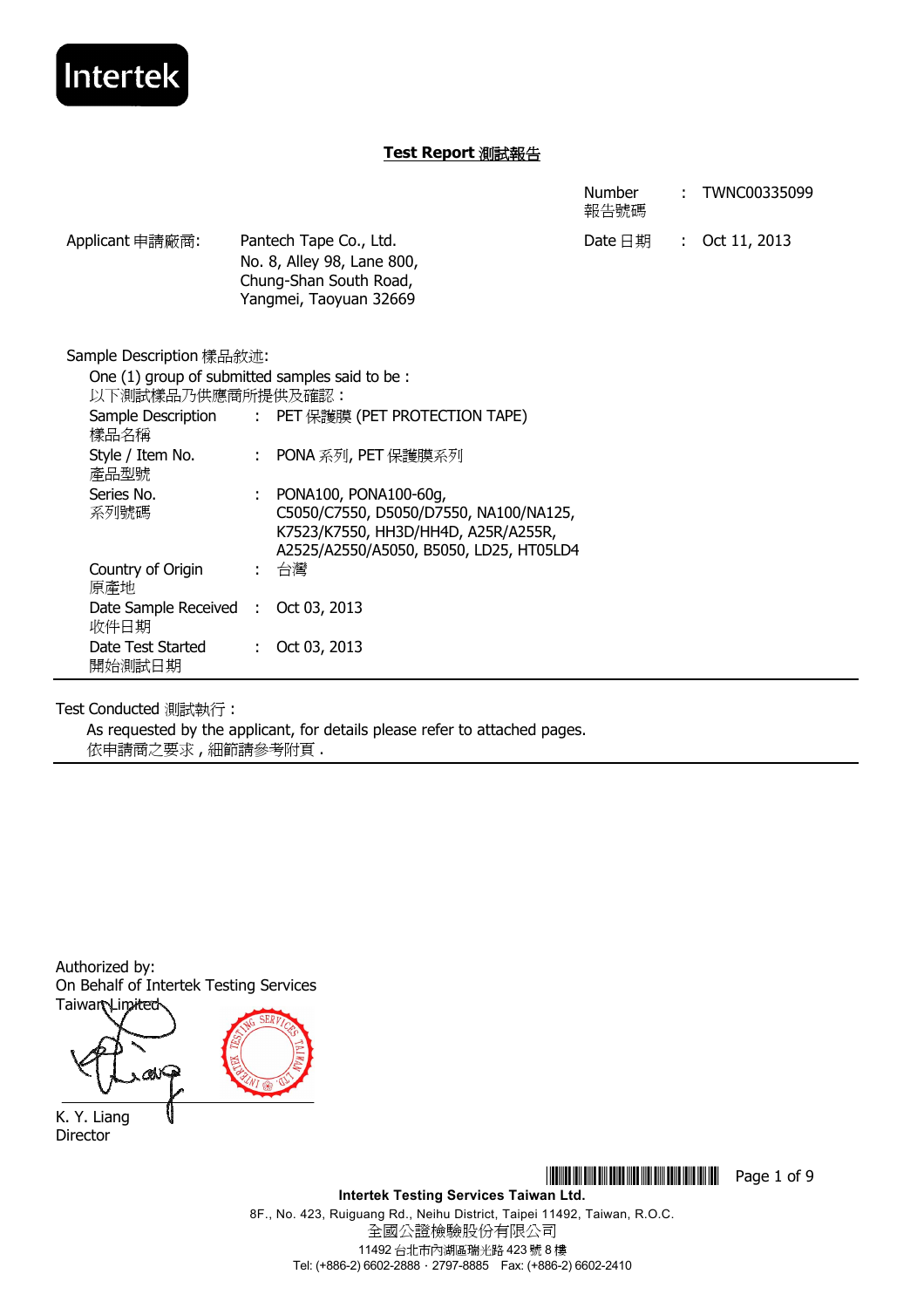Intertek

# Test Report 測試報告

| | | | |
|---|---|---|---|
| | | Number 報告號碼 | : TWNC00335099 |
| Applicant 申請廠商: | Pantech Tape Co., Ltd.<br>No. 8, Alley 98, Lane 800,<br>Chung-Shan South Road,<br>Yangmei, Taoyuan 32669 | Date 日期 | : Oct 11, 2013 |

Sample Description 樣品敘述:

One (1) group of submitted samples said to be :
以下測試樣品乃供應商所提供及確認 :

| | | |
|---|---|---|
| Sample Description 樣品名稱 | : | PET 保護膜 (PET PROTECTION TAPE) |
| Style / Item No. 產品型號 | : | PONA 系列, PET 保護膜系列 |
| Series No. 系列號碼 | : | PONA100, PONA100-60g, C5050/C7550, D5050/D7550, NA100/NA125, K7523/K7550, HH3D/HH4D, A25R/A255R, A2525/A2550/A5050, B5050, LD25, HT05LD4 |
| Country of Origin 原產地 | : | 台灣 |
| Date Sample Received 收件日期 | : | Oct 03, 2013 |
| Date Test Started 開始測試日期 | : | Oct 03, 2013 |

Test Conducted 測試執行 :

As requested by the applicant, for details please refer to attached pages.
依申請商之要求 , 細節請參考附頁 .

Authorized by:
On Behalf of Intertek Testing Services Taiwan Limited

K. Y. Liang
Director

**Intertek Testing Services Taiwan Ltd.**
8F., No. 423, Ruiguang Rd., Neihu District, Taipei 11492, Taiwan, R.O.C.
全國公證檢驗股份有限公司
11492 台北市內湖區瑞光路 423 號 8 樓
Tel: (+886-2) 6602-2888 · 2797-8885 Fax: (+886-2) 6602-2410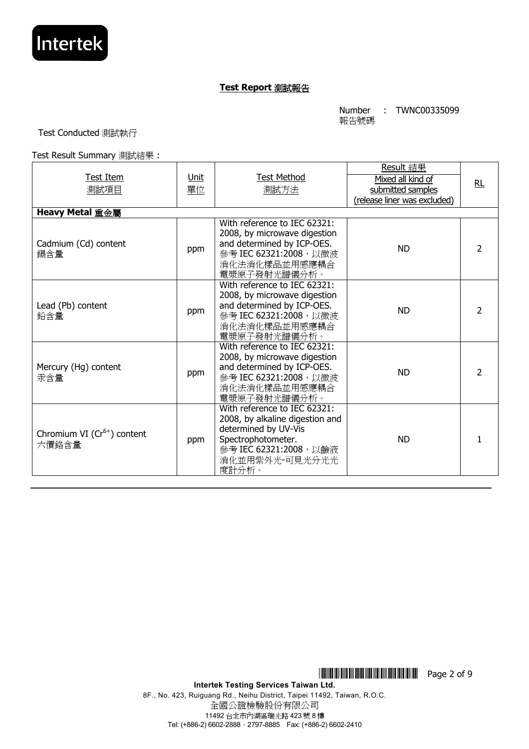## Test Report 測試報告

Number 報告號碼 : TWNC00335099

Test Conducted 測試執行

Test Result Summary 測試結果：

| Test Item 測試項目 | Unit 單位 | Test Method 測試方法 | Result 結果 Mixed all kind of submitted samples (release liner was excluded) | RL |
|---|---|---|---|---|
| **Heavy Metal 重金屬** | | | | |
| Cadmium (Cd) content 鎘含量 | ppm | With reference to IEC 62321: 2008, by microwave digestion and determined by ICP-OES. 參考 IEC 62321:2008，以微波消化法消化樣品並用感應耦合電漿原子發射光譜儀分析。 | ND | 2 |
| Lead (Pb) content 鉛含量 | ppm | With reference to IEC 62321: 2008, by microwave digestion and determined by ICP-OES. 參考 IEC 62321:2008，以微波消化法消化樣品並用感應耦合電漿原子發射光譜儀分析。 | ND | 2 |
| Mercury (Hg) content 汞含量 | ppm | With reference to IEC 62321: 2008, by microwave digestion and determined by ICP-OES. 參考 IEC 62321:2008，以微波消化法消化樣品並用感應耦合電漿原子發射光譜儀分析。 | ND | 2 |
| Chromium VI ($Cr^{6+}$) content 六價鉻含量 | ppm | With reference to IEC 62321: 2008, by alkaline digestion and determined by UV-Vis Spectrophotometer. 參考 IEC 62321:2008，以鹼液消化並用紫外光-可見光分光光度計分析。 | ND | 1 |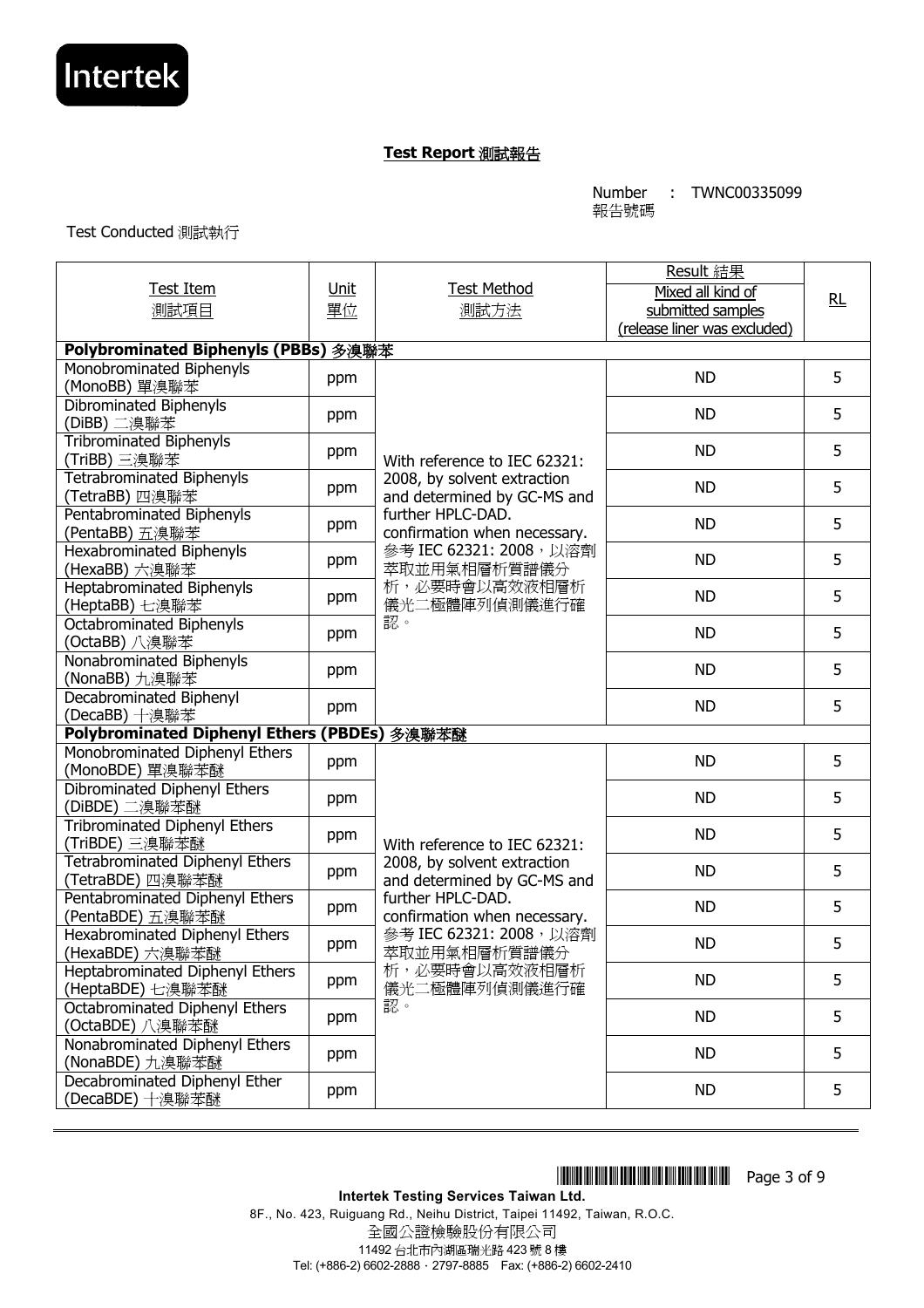## Test Report 測試報告

Number 報告號碼 : TWNC00335099

Test Conducted 測試執行

| Test Item 測試項目 | Unit 單位 | Test Method 測試方法 | Result 結果 Mixed all kind of submitted samples (release liner was excluded) | RL |
|---|---|---|---|---|
| **Polybrominated Biphenyls (PBBs) 多溴聯苯** | | | | |
| Monobrominated Biphenyls (MonoBB) 單溴聯苯 | ppm | With reference to IEC 62321: 2008, by solvent extraction and determined by GC-MS and further HPLC-DAD. confirmation when necessary. 參考 IEC 62321: 2008，以溶劑萃取並用氣相層析質譜儀分析，必要時會以高效液相層析儀光二極體陣列偵測儀進行確認。 | ND | 5 |
| Dibrominated Biphenyls (DiBB) 二溴聯苯 | ppm | | ND | 5 |
| Tribrominated Biphenyls (TriBB) 三溴聯苯 | ppm | | ND | 5 |
| Tetrabrominated Biphenyls (TetraBB) 四溴聯苯 | ppm | | ND | 5 |
| Pentabrominated Biphenyls (PentaBB) 五溴聯苯 | ppm | | ND | 5 |
| Hexabrominated Biphenyls (HexaBB) 六溴聯苯 | ppm | | ND | 5 |
| Heptabrominated Biphenyls (HeptaBB) 七溴聯苯 | ppm | | ND | 5 |
| Octabrominated Biphenyls (OctaBB) 八溴聯苯 | ppm | | ND | 5 |
| Nonabrominated Biphenyls (NonaBB) 九溴聯苯 | ppm | | ND | 5 |
| Decabrominated Biphenyl (DecaBB) 十溴聯苯 | ppm | | ND | 5 |
| **Polybrominated Diphenyl Ethers (PBDEs) 多溴聯苯醚** | | | | |
| Monobrominated Diphenyl Ethers (MonoBDE) 單溴聯苯醚 | ppm | With reference to IEC 62321: 2008, by solvent extraction and determined by GC-MS and further HPLC-DAD. confirmation when necessary. 參考 IEC 62321: 2008，以溶劑萃取並用氣相層析質譜儀分析，必要時會以高效液相層析儀光二極體陣列偵測儀進行確認。 | ND | 5 |
| Dibrominated Diphenyl Ethers (DiBDE) 二溴聯苯醚 | ppm | | ND | 5 |
| Tribrominated Diphenyl Ethers (TriBDE) 三溴聯苯醚 | ppm | | ND | 5 |
| Tetrabrominated Diphenyl Ethers (TetraBDE) 四溴聯苯醚 | ppm | | ND | 5 |
| Pentabrominated Diphenyl Ethers (PentaBDE) 五溴聯苯醚 | ppm | | ND | 5 |
| Hexabrominated Diphenyl Ethers (HexaBDE) 六溴聯苯醚 | ppm | | ND | 5 |
| Heptabrominated Diphenyl Ethers (HeptaBDE) 七溴聯苯醚 | ppm | | ND | 5 |
| Octabrominated Diphenyl Ethers (OctaBDE) 八溴聯苯醚 | ppm | | ND | 5 |
| Nonabrominated Diphenyl Ethers (NonaBDE) 九溴聯苯醚 | ppm | | ND | 5 |
| Decabrominated Diphenyl Ether (DecaBDE) 十溴聯苯醚 | ppm | | ND | 5 |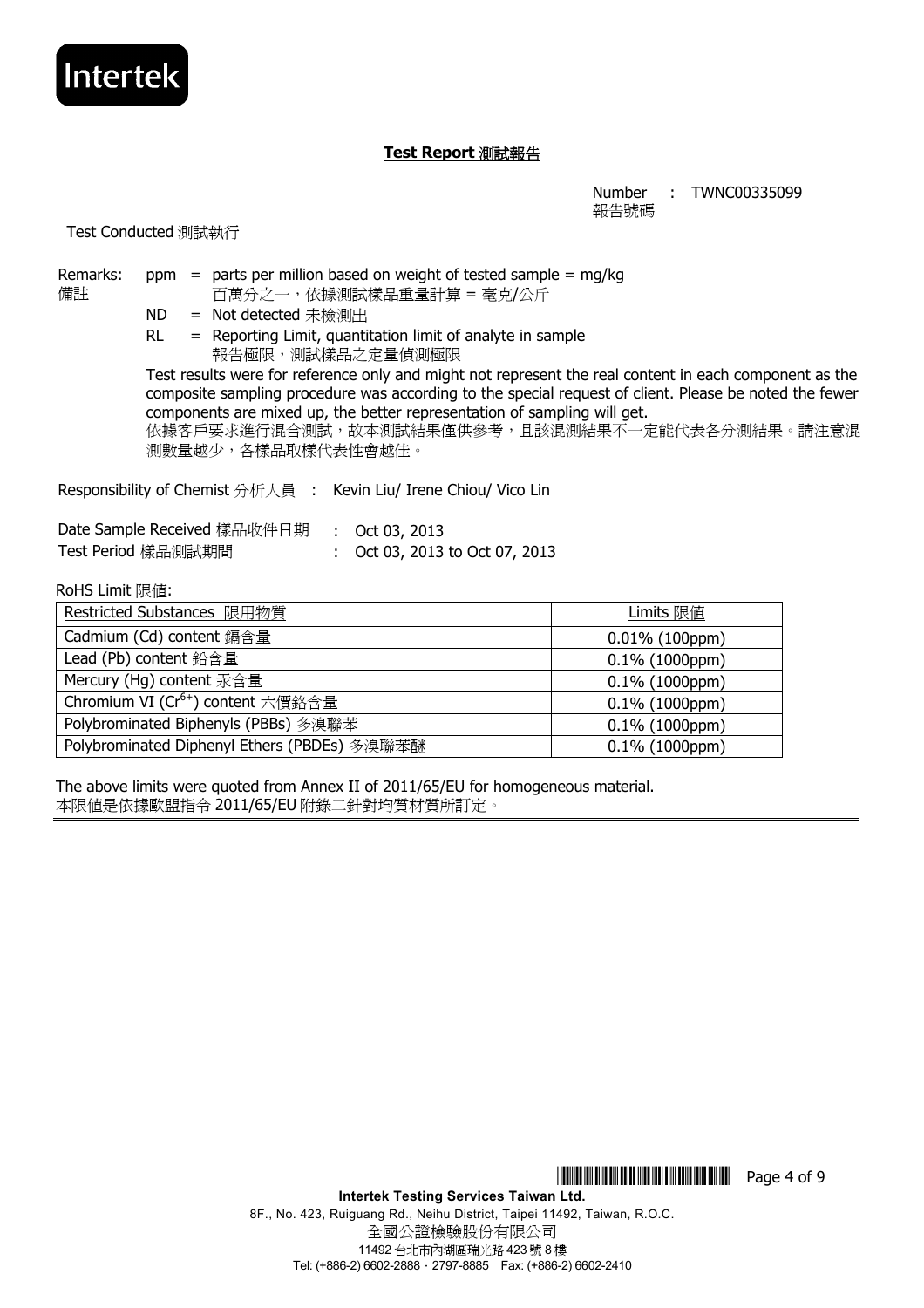Intertek

## **Test Report 測試報告**

Number 報告號碼 : TWNC00335099

Test Conducted 測試執行

Remarks: ppm = parts per million based on weight of tested sample = mg/kg
備註 百萬分之一，依據測試樣品重量計算 = 毫克/公斤

ND = Not detected 未檢測出

RL = Reporting Limit, quantitation limit of analyte in sample
報告極限，測試樣品之定量偵測極限

Test results were for reference only and might not represent the real content in each component as the composite sampling procedure was according to the special request of client. Please be noted the fewer components are mixed up, the better representation of sampling will get.
依據客戶要求進行混合測試，故本測試結果僅供參考，且該混測結果不一定能代表各分測結果。請注意混測數量越少，各樣品取樣代表性會越佳。

Responsibility of Chemist 分析人員 : Kevin Liu/ Irene Chiou/ Vico Lin

Date Sample Received 樣品收件日期 : Oct 03, 2013
Test Period 樣品測試期間 : Oct 03, 2013 to Oct 07, 2013

RoHS Limit 限值:

| Restricted Substances 限用物質 | Limits 限值 |
|---|---|
| Cadmium (Cd) content 鎘含量 | 0.01% (100ppm) |
| Lead (Pb) content 鉛含量 | 0.1% (1000ppm) |
| Mercury (Hg) content 汞含量 | 0.1% (1000ppm) |
| Chromium VI ($Cr^{6+}$) content 六價鉻含量 | 0.1% (1000ppm) |
| Polybrominated Biphenyls (PBBs) 多溴聯苯 | 0.1% (1000ppm) |
| Polybrominated Diphenyl Ethers (PBDEs) 多溴聯苯醚 | 0.1% (1000ppm) |

The above limits were quoted from Annex II of 2011/65/EU for homogeneous material.
本限值是依據歐盟指令 2011/65/EU 附錄二針對均質材質所訂定。

**Intertek Testing Services Taiwan Ltd.**
8F., No. 423, Ruiguang Rd., Neihu District, Taipei 11492, Taiwan, R.O.C.
全國公證檢驗股份有限公司
11492 台北市內湖區瑞光路 423 號 8 樓
Tel: (+886-2) 6602-2888 · 2797-8885 Fax: (+886-2) 6602-2410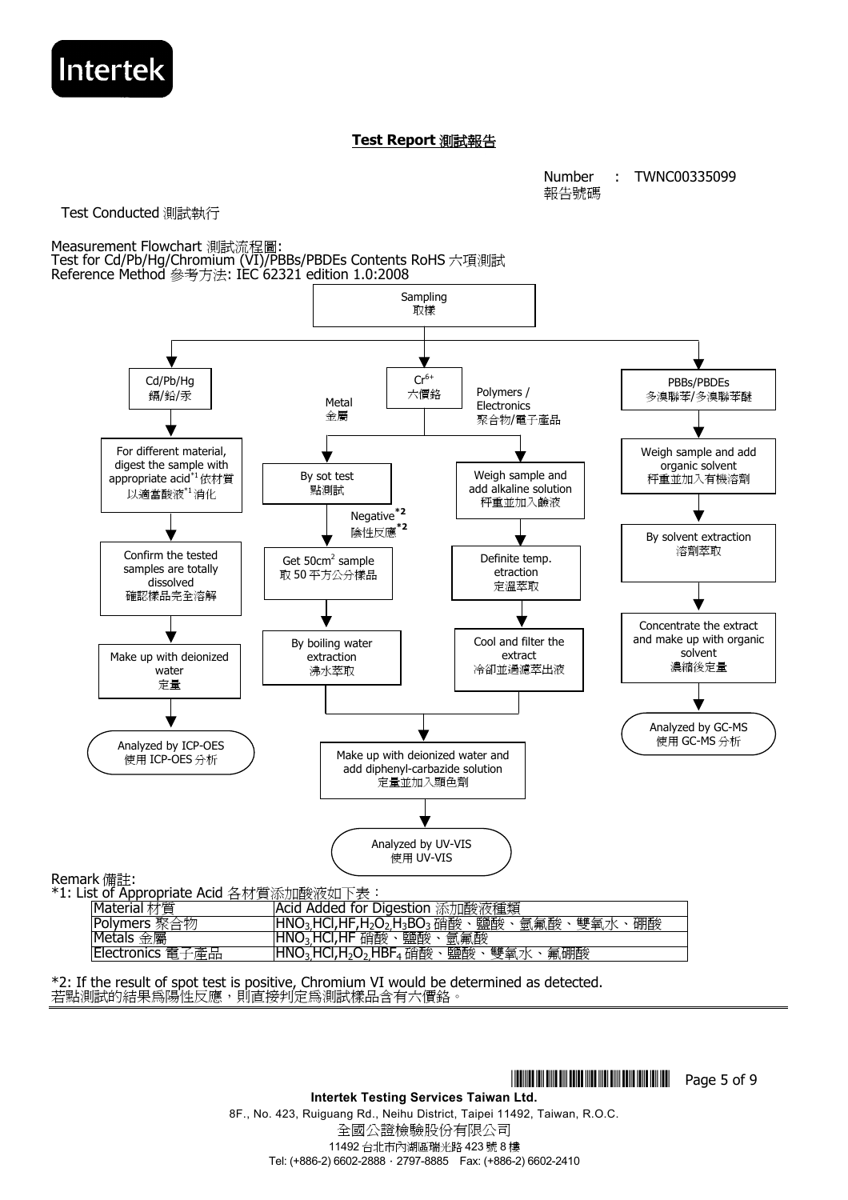# Test Report 測試報告

Number 報告號碼 : TWNC00335099

Test Conducted 測試執行

Measurement Flowchart 測試流程圖:
Test for Cd/Pb/Hg/Chromium (VI)/PBBs/PBDEs Contents RoHS 六項測試
Reference Method 參考方法: IEC 62321 edition 1.0:2008

Sampling 取樣

**Cd/Pb/Hg 鎘/鉛/汞**
1. For different material, digest the sample with appropriate acid[*1] 依材質以適當酸液[*1]消化
2. Confirm the tested samples are totally dissolved 確認樣品完全溶解
3. Make up with deionized water 定量
4. Analyzed by ICP-OES 使用 ICP-OES 分析

**$Cr^{6+}$ 六價鉻**

- Metal 金屬
  1. By sot test 點測試
  2. Negative[*2] 陰性反應[*2]
  3. Get 50cm$^2$ sample 取 50 平方公分樣品
  4. By boiling water extraction 沸水萃取
- Polymers / Electronics 聚合物/電子產品
  1. Weigh sample and add alkaline solution 秤重並加入鹼液
  2. Definite temp. etraction 定溫萃取
  3. Cool and filter the extract 冷卻並過濾萃出液
- Make up with deionized water and add diphenyl-carbazide solution 定量並加入顯色劑
- Analyzed by UV-VIS 使用 UV-VIS

**PBBs/PBDEs 多溴聯苯/多溴聯苯醚**
1. Weigh sample and add organic solvent 秤重並加入有機溶劑
2. By solvent extraction 溶劑萃取
3. Concentrate the extract and make up with organic solvent 濃縮後定量
4. Analyzed by GC-MS 使用 GC-MS 分析

Remark 備註:

*1: List of Appropriate Acid 各材質添加酸液如下表：

| Material 材質 | Acid Added for Digestion 添加酸液種類 |
|---|---|
| Polymers 聚合物 | $HNO_3$,HCl,HF,$H_2O_2$,$H_3BO_3$ 硝酸、鹽酸、氫氟酸、雙氧水、硼酸 |
| Metals 金屬 | $HNO_3$,HCl,HF 硝酸、鹽酸、氫氟酸 |
| Electronics 電子產品 | $HNO_3$,HCl,$H_2O_2$,$HBF_4$ 硝酸、鹽酸、雙氧水、氟硼酸 |

*2: If the result of spot test is positive, Chromium VI would be determined as detected.
若點測試的結果為陽性反應，則直接判定為測試樣品含有六價鉻。

**Intertek Testing Services Taiwan Ltd.**
8F., No. 423, Ruiguang Rd., Neihu District, Taipei 11492, Taiwan, R.O.C.
全國公證檢驗股份有限公司
11492 台北市內湖區瑞光路 423 號 8 樓
Tel: (+886-2) 6602-2888 · 2797-8885 Fax: (+886-2) 6602-2410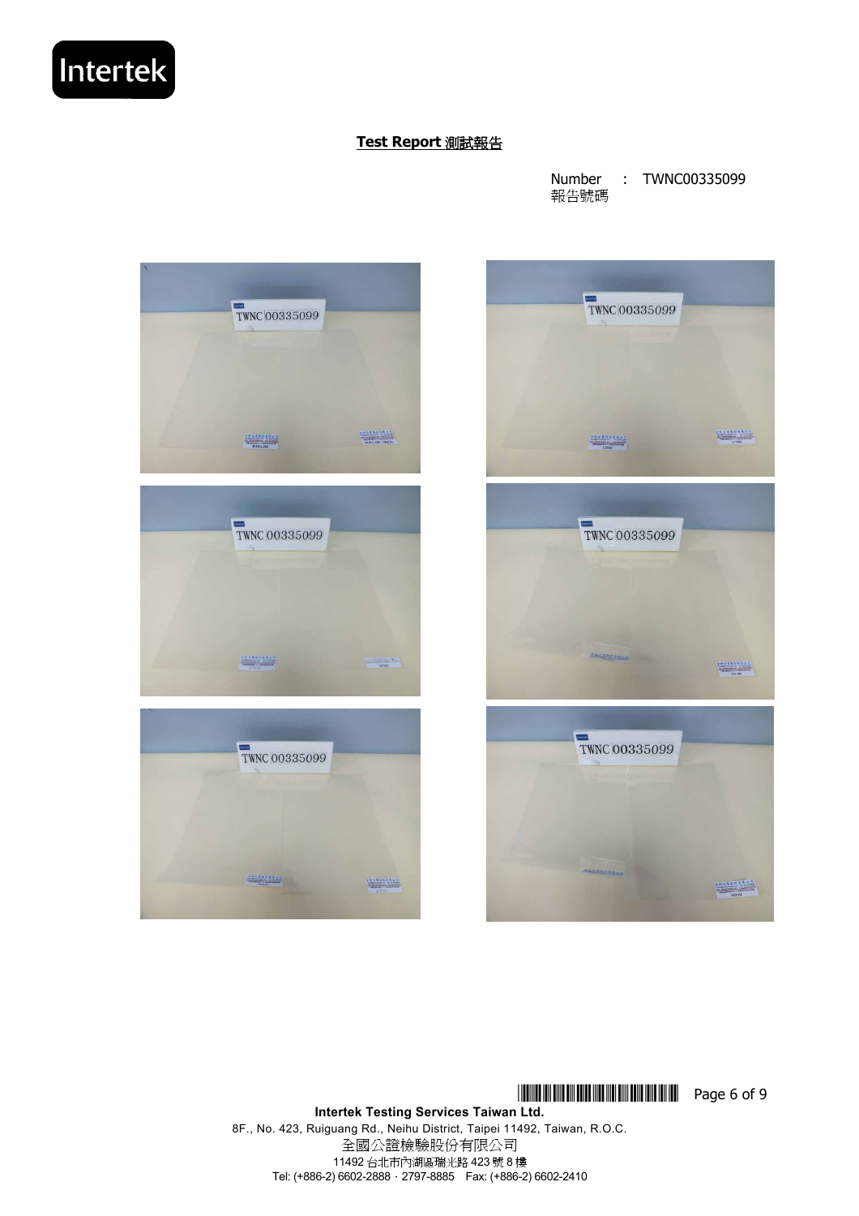**Test Report 測試報告**

Number 報告號碼 : TWNC00335099

**Intertek Testing Services Taiwan Ltd.**
8F., No. 423, Ruiguang Rd., Neihu District, Taipei 11492, Taiwan, R.O.C.
全國公證檢驗股份有限公司
11492 台北市內湖區瑞光路 423 號 8 樓
Tel: (+886-2) 6602-2888 · 2797-8885 Fax: (+886-2) 6602-2410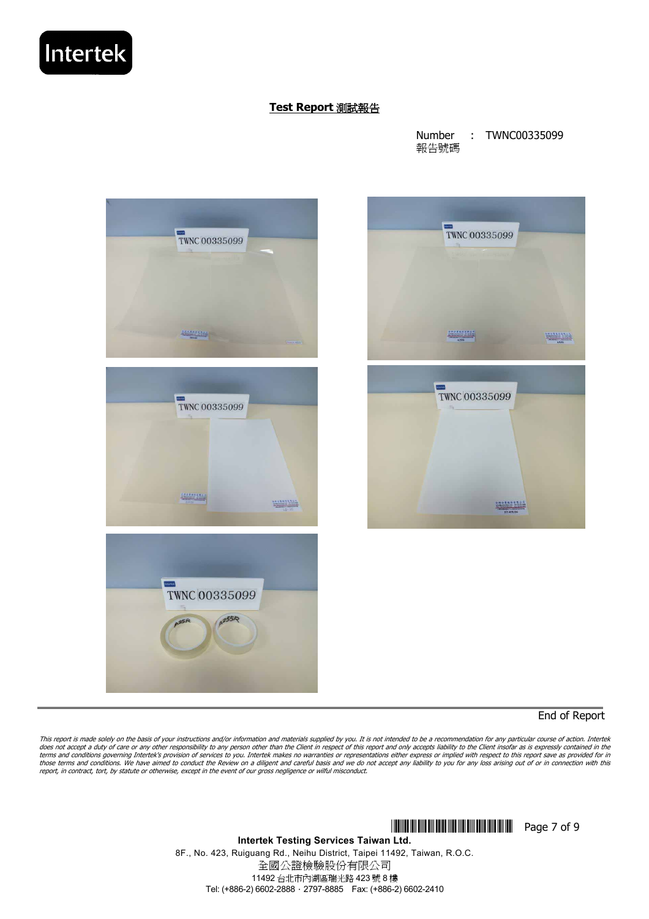**Test Report 測試報告**

Number : TWNC00335099
報告號碼

End of Report

*This report is made solely on the basis of your instructions and/or information and materials supplied by you. It is not intended to be a recommendation for any particular course of action. Intertek does not accept a duty of care or any other responsibility to any person other than the Client in respect of this report and only accepts liability to the Client insofar as is expressly contained in the terms and conditions governing Intertek's provision of services to you. Intertek makes no warranties or representations either express or implied with respect to this report save as provided for in those terms and conditions. We have aimed to conduct the Review on a diligent and careful basis and we do not accept any liability to you for any loss arising out of or in connection with this report, in contract, tort, by statute or otherwise, except in the event of our gross negligence or wilful misconduct.*

**Intertek Testing Services Taiwan Ltd.**
8F., No. 423, Ruiguang Rd., Neihu District, Taipei 11492, Taiwan, R.O.C.
全國公證檢驗股份有限公司
11492 台北市內湖區瑞光路 423 號 8 樓
Tel: (+886-2) 6602-2888 · 2797-8885 Fax: (+886-2) 6602-2410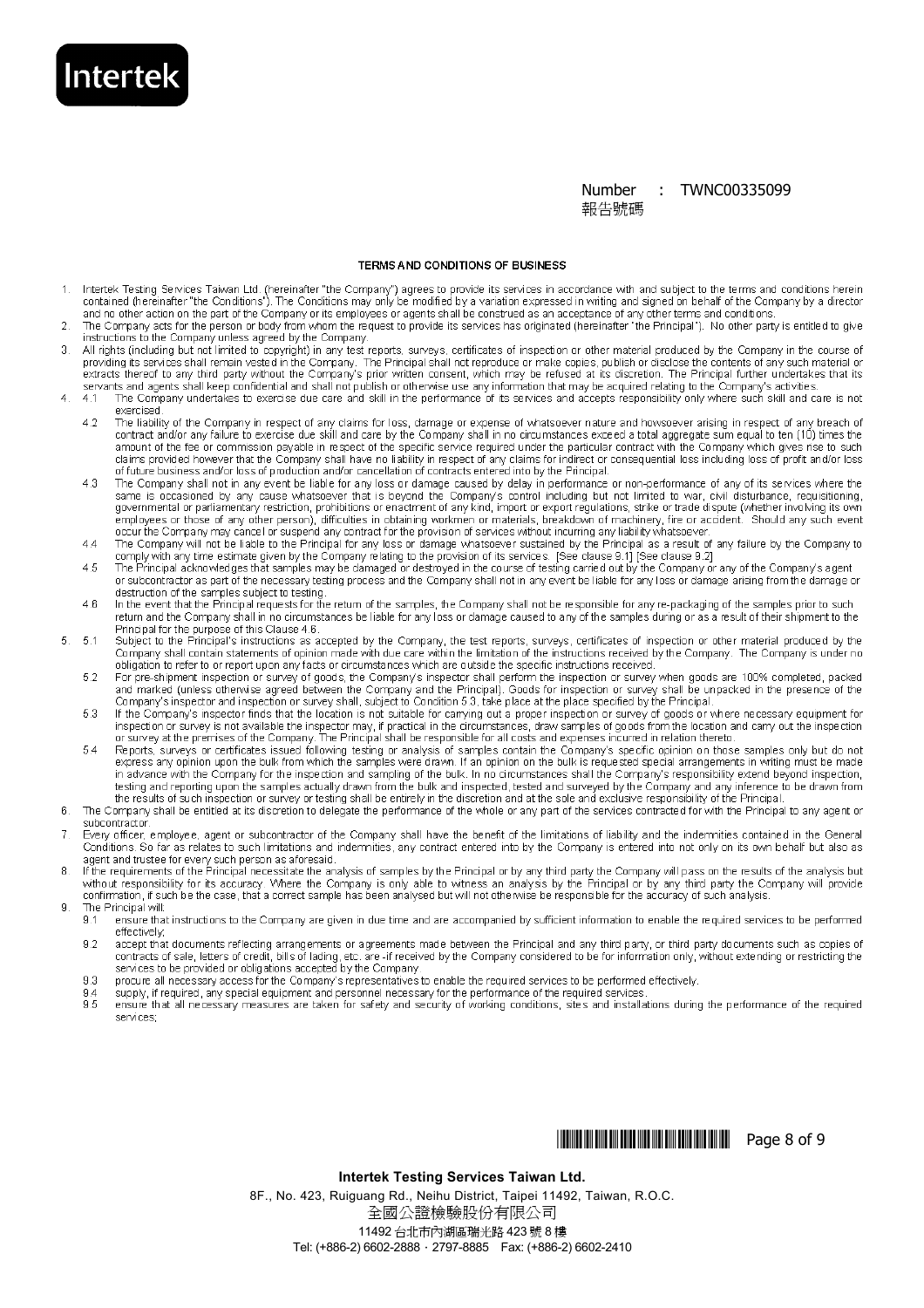Number : TWNC00335099
報告號碼

## TERMS AND CONDITIONS OF BUSINESS

1. Intertek Testing Services Taiwan Ltd. (hereinafter "the Company") agrees to provide its services in accordance with and subject to the terms and conditions herein contained (hereinafter "the Conditions"). The Conditions may only be modified by a variation expressed in writing and signed on behalf of the Company by a director and no other action on the part of the Company or its employees or agents shall be construed as an acceptance of any other terms and conditions.
2. The Company acts for the person or body from whom the request to provide its services has originated (hereinafter "the Principal"). No other party is entitled to give instructions to the Company unless agreed by the Company.
3. All rights (including but not limited to copyright) in any test reports, surveys, certificates of inspection or other material produced by the Company in the course of providing its services shall remain vested in the Company. The Principal shall not reproduce or make copies, publish or disclose the contents of any such material or extracts thereof to any third party without the Company's prior written consent, which may be refused at its discretion. The Principal further undertakes that its servants and agents shall keep confidential and shall not publish or otherwise use any information that may be acquired relating to the Company's activities.
4. 4.1 The Company undertakes to exercise due care and skill in the performance of its services and accepts responsibility only where such skill and care is not exercised.
   - 4.2 The liability of the Company in respect of any claims for loss, damage or expense of whatsoever nature and howsoever arising in respect of any breach of contract and/or any failure to exercise due skill and care by the Company shall in no circumstances exceed a total aggregate sum equal to ten (10) times the amount of the fee or commission payable in respect of the specific service required under the particular contract with the Company which gives rise to such claims provided however that the Company shall have no liability in respect of any claims for indirect or consequential loss including loss of profit and/or loss of future business and/or loss of production and/or cancellation of contracts entered into by the Principal.
   - 4.3 The Company shall not in any event be liable for any loss or damage caused by delay in performance or non-performance of any of its services where the same is occasioned by any cause whatsoever that is beyond the Company's control including but not limited to war, civil disturbance, requisitioning, governmental or parliamentary restriction, prohibitions or enactment of any kind, import or export regulations, strike or trade dispute (whether involving its own employees or those of any other person), difficulties in obtaining workmen or materials, breakdown of machinery, fire or accident. Should any such event occur the Company may cancel or suspend any contract for the provision of services without incurring any liability whatsoever.
   - 4.4 The Company will not be liable to the Principal for any loss or damage whatsoever sustained by the Principal as a result of any failure by the Company to comply with any time estimate given by the Company relating to the provision of its services. [See clause 9.1] [See clause 9.2]
   - 4.5 The Principal acknowledges that samples may be damaged or destroyed in the course of testing carried out by the Company or any of the Company's agent or subcontractor as part of the necessary testing process and the Company shall not in any event be liable for any loss or damage arising from the damage or destruction of the samples subject to testing.
   - 4.6 In the event that the Principal requests for the return of the samples, the Company shall not be responsible for any re-packaging of the samples prior to such return and the Company shall in no circumstances be liable for any loss or damage caused to any of the samples during or as a result of their shipment to the Principal for the purpose of this Clause 4.6.
5. 5.1 Subject to the Principal's instructions as accepted by the Company, the test reports, surveys, certificates of inspection or other material produced by the Company shall contain statements of opinion made with due care within the limitation of the instructions received by the Company. The Company is under no obligation to refer to or report upon any facts or circumstances which are outside the specific instructions received.
   - 5.2 For pre-shipment inspection or survey of goods, the Company's inspector shall perform the inspection or survey when goods are 100% completed, packed and marked (unless otherwise agreed between the Company and the Principal). Goods for inspection or survey shall be unpacked in the presence of the Company's inspector and inspection or survey shall, subject to Condition 5.3, take place at the place specified by the Principal.
   - 5.3 If the Company's inspector finds that the location is not suitable for carrying out a proper inspection or survey of goods or where necessary equipment for inspection or survey is not available the inspector may, if practical in the circumstances, draw samples of goods from the location and carry out the inspection or survey at the premises of the Company. The Principal shall be responsible for all costs and expenses incurred in relation thereto.
   - 5.4 Reports, surveys or certificates issued following testing or analysis of samples contain the Company's specific opinion on those samples only but do not express any opinion upon the bulk from which the samples were drawn. If an opinion on the bulk is requested special arrangements in writing must be made in advance with the Company for the inspection and sampling of the bulk. In no circumstances shall the Company's responsibility extend beyond inspection, testing and reporting upon the samples actually drawn from the bulk and inspected, tested and surveyed by the Company and any inference to be drawn from the results of such inspection or survey or testing shall be entirely in the discretion and at the sole and exclusive responsibility of the Principal.
6. The Company shall be entitled at its discretion to delegate the performance of the whole or any part of the services contracted for with the Principal to any agent or subcontractor.
7. Every officer, employee, agent or subcontractor of the Company shall have the benefit of the limitations of liability and the indemnities contained in the General Conditions. So far as relates to such limitations and indemnities, any contract entered into by the Company is entered into not only on its own behalf but also as agent and trustee for every such person as aforesaid.
8. If the requirements of the Principal necessitate the analysis of samples by the Principal or by any third party the Company will pass on the results of the analysis but without responsibility for its accuracy. Where the Company is only able to witness an analysis by the Principal or by any third party the Company will provide confirmation, if such be the case, that a correct sample has been analysed but will not otherwise be responsible for the accuracy of such analysis.
9. The Principal will:
   - 9.1 ensure that instructions to the Company are given in due time and are accompanied by sufficient information to enable the required services to be performed effectively;
   - 9.2 accept that documents reflecting arrangements or agreements made between the Principal and any third party, or third party documents such as copies of contracts of sale, letters of credit, bills of lading, etc. are -if received by the Company considered to be for information only, without extending or restricting the services to be provided or obligations accepted by the Company
   - 9.3 procure all necessary access for the Company's representatives to enable the required services to be performed effectively.
   - 9.4 supply, if required, any special equipment and personnel necessary for the performance of the required services.
   - 9.5 ensure that all necessary measures are taken for safety and security of working conditions, sites and installations during the performance of the required services;

**Intertek Testing Services Taiwan Ltd.**
8F., No. 423, Ruiguang Rd., Neihu District, Taipei 11492, Taiwan, R.O.C.
全國公證檢驗股份有限公司
11492 台北市內湖區瑞光路 423 號 8 樓
Tel: (+886-2) 6602-2888 · 2797-8885 Fax: (+886-2) 6602-2410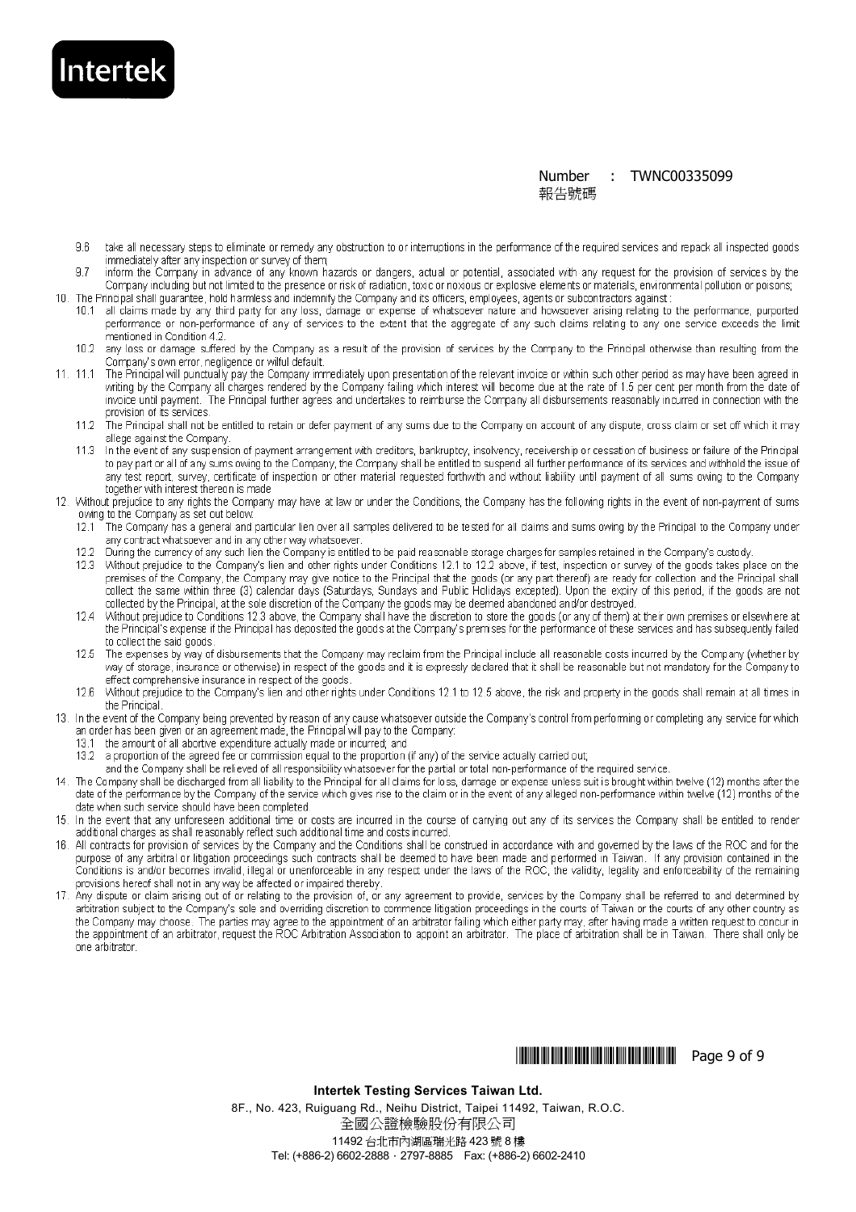Number : TWNC00335099
報告號碼

9.6 take all necessary steps to eliminate or remedy any obstruction to or interruptions in the performance of the required services and repack all inspected goods immediately after any inspection or survey of them;

9.7 inform the Company in advance of any known hazards or dangers, actual or potential, associated with any request for the provision of services by the Company including but not limited to the presence or risk of radiation, toxic or noxious or explosive elements or materials, environmental pollution or poisons;

10. The Principal shall guarantee, hold harmless and indemnify the Company and its officers, employees, agents or subcontractors against :

 10.1 all claims made by any third party for any loss, damage or expense of whatsoever nature and howsoever arising relating to the performance, purported performance or non-performance of any of services to the extent that the aggregate of any such claims relating to any one service exceeds the limit mentioned in Condition 4.2.

 10.2 any loss or damage suffered by the Company as a result of the provision of services by the Company to the Principal otherwise than resulting from the Company's own error, negligence or wilful default.

11. 11.1 The Principal will punctually pay the Company immediately upon presentation of the relevant invoice or within such other period as may have been agreed in writing by the Company all charges rendered by the Company failing which interest will become due at the rate of 1.5 per cent per month from the date of invoice until payment. The Principal further agrees and undertakes to reimburse the Company all disbursements reasonably incurred in connection with the provision of its services.

 11.2 The Principal shall not be entitled to retain or defer payment of any sums due to the Company on account of any dispute, cross claim or set off which it may allege against the Company.

 11.3 In the event of any suspension of payment arrangement with creditors, bankruptcy, insolvency, receivership or cessation of business or failure of the Principal to pay part or all of any sums owing to the Company, the Company shall be entitled to suspend all further performance of its services and withhold the issue of any test report, survey, certificate of inspection or other material requested forthwith and without liability until payment of all sums owing to the Company together with interest thereon is made.

12. Without prejudice to any rights the Company may have at law or under the Conditions, the Company has the following rights in the event of non-payment of sums owing to the Company as set out below:

 12.1 The Company has a general and particular lien over all samples delivered to be tested for all claims and sums owing by the Principal to the Company under any contract whatsoever and in any other way whatsoever.

 12.2 During the currency of any such lien the Company is entitled to be paid reasonable storage charges for samples retained in the Company's custody.

 12.3 Without prejudice to the Company's lien and other rights under Conditions 12.1 to 12.2 above, if test, inspection or survey of the goods takes place on the premises of the Company, the Company may give notice to the Principal that the goods (or any part thereof) are ready for collection and the Principal shall collect the same within three (3) calendar days (Saturdays, Sundays and Public Holidays excepted). Upon the expiry of this period, if the goods are not collected by the Principal, at the sole discretion of the Company the goods may be deemed abandoned and/or destroyed.

 12.4 Without prejudice to Conditions 12.3 above, the Company shall have the discretion to store the goods (or any of them) at their own premises or elsewhere at the Principal's expense if the Principal has deposited the goods at the Company's premises for the performance of these services and has subsequently failed to collect the said goods.

 12.5 The expenses by way of disbursements that the Company may reclaim from the Principal include all reasonable costs incurred by the Company (whether by way of storage, insurance or otherwise) in respect of the goods and it is expressly declared that it shall be reasonable but not mandatory for the Company to effect comprehensive insurance in respect of the goods.

 12.6 Without prejudice to the Company's lien and other rights under Conditions 12.1 to 12.5 above, the risk and property in the goods shall remain at all times in the Principal.

13. In the event of the Company being prevented by reason of any cause whatsoever outside the Company's control from performing or completing any service for which an order has been given or an agreement made, the Principal will pay to the Company:

 13.1 the amount of all abortive expenditure actually made or incurred; and

 13.2 a proportion of the agreed fee or commission equal to the proportion (if any) of the service actually carried out;

 and the Company shall be relieved of all responsibility whatsoever for the partial or total non-performance of the required service.

14. The Company shall be discharged from all liability to the Principal for all claims for loss, damage or expense unless suit is brought within twelve (12) months after the date of the performance by the Company of the service which gives rise to the claim or in the event of any alleged non-performance within twelve (12) months of the date when such service should have been completed.

15. In the event that any unforeseen additional time or costs are incurred in the course of carrying out any of its services the Company shall be entitled to render additional charges as shall reasonably reflect such additional time and costs incurred.

16. All contracts for provision of services by the Company and the Conditions shall be construed in accordance with and governed by the laws of the ROC and for the purpose of any arbitral or litigation proceedings such contracts shall be deemed to have been made and performed in Taiwan. If any provision contained in the Conditions is and/or becomes invalid, illegal or unenforceable in any respect under the laws of the ROC, the validity, legality and enforceability of the remaining provisions hereof shall not in any way be affected or impaired thereby.

17. Any dispute or claim arising out of or relating to the provision of, or any agreement to provide, services by the Company shall be referred to and determined by arbitration subject to the Company's sole and overriding discretion to commence litigation proceedings in the courts of Taiwan or the courts of any other country as the Company may choose. The parties may agree to the appointment of an arbitrator failing which either party may, after having made a written request to concur in the appointment of an arbitrator, request the ROC Arbitration Association to appoint an arbitrator. The place of arbitration shall be in Taiwan. There shall only be one arbitrator.

**Intertek Testing Services Taiwan Ltd.**
8F., No. 423, Ruiguang Rd., Neihu District, Taipei 11492, Taiwan, R.O.C.
全國公證檢驗股份有限公司
11492 台北市內湖區瑞光路 423 號 8 樓
Tel: (+886-2) 6602-2888 · 2797-8885 Fax: (+886-2) 6602-2410